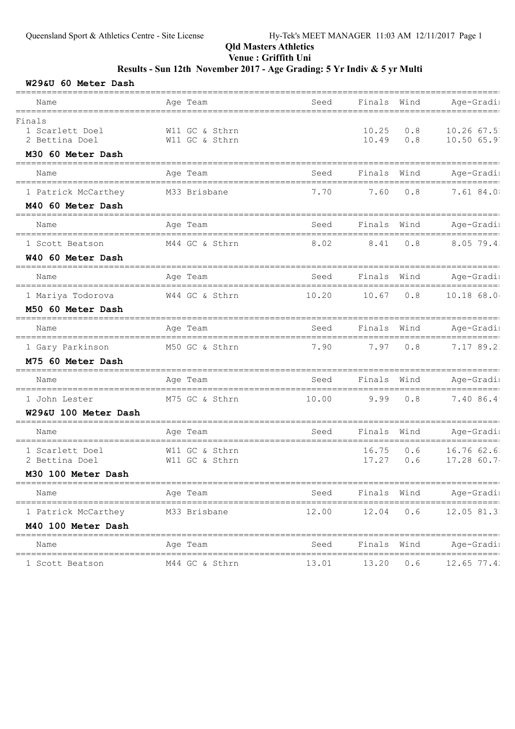# Qld Masters Athletics

## Venue : Griffith Uni

## Results - Sun 12th November 2017 - Age Grading: 5 Yr Indiv & 5 yr Multi

### W29&U 60 Meter Dash

| Name | Age | Team | Seed | Finals | Wind | Age-Gradi |
|---|---|---|---|---|---|---|
| Finals | | | | | | |
| 1 Scarlett Doel | W11 | GC & Sthrn | | 10.25 | 0.8 | 10.26 67.5 |
| 2 Bettina Doel | W11 | GC & Sthrn | | 10.49 | 0.8 | 10.50 65.9 |

### M30 60 Meter Dash

| Name | Age | Team | Seed | Finals | Wind | Age-Gradi |
|---|---|---|---|---|---|---|
| 1 Patrick McCarthey | M33 | Brisbane | 7.70 | 7.60 | 0.8 | 7.61 84.0 |

### M40 60 Meter Dash

| Name | Age | Team | Seed | Finals | Wind | Age-Gradi |
|---|---|---|---|---|---|---|
| 1 Scott Beatson | M44 | GC & Sthrn | 8.02 | 8.41 | 0.8 | 8.05 79.4 |

### W40 60 Meter Dash

| Name | Age | Team | Seed | Finals | Wind | Age-Gradi |
|---|---|---|---|---|---|---|
| 1 Mariya Todorova | W44 | GC & Sthrn | 10.20 | 10.67 | 0.8 | 10.18 68.0 |

### M50 60 Meter Dash

| Name | Age | Team | Seed | Finals | Wind | Age-Gradi |
|---|---|---|---|---|---|---|
| 1 Gary Parkinson | M50 | GC & Sthrn | 7.90 | 7.97 | 0.8 | 7.17 89.2 |

### M75 60 Meter Dash

| Name | Age | Team | Seed | Finals | Wind | Age-Gradi |
|---|---|---|---|---|---|---|
| 1 John Lester | M75 | GC & Sthrn | 10.00 | 9.99 | 0.8 | 7.40 86.4 |

### W29&U 100 Meter Dash

| Name | Age | Team | Seed | Finals | Wind | Age-Gradi |
|---|---|---|---|---|---|---|
| 1 Scarlett Doel | W11 | GC & Sthrn | | 16.75 | 0.6 | 16.76 62.6 |
| 2 Bettina Doel | W11 | GC & Sthrn | | 17.27 | 0.6 | 17.28 60.7 |

### M30 100 Meter Dash

| Name | Age | Team | Seed | Finals | Wind | Age-Gradi |
|---|---|---|---|---|---|---|
| 1 Patrick McCarthey | M33 | Brisbane | 12.00 | 12.04 | 0.6 | 12.05 81.3 |

### M40 100 Meter Dash

| Name | Age | Team | Seed | Finals | Wind | Age-Gradi |
|---|---|---|---|---|---|---|
| 1 Scott Beatson | M44 | GC & Sthrn | 13.01 | 13.20 | 0.6 | 12.65 77.4 |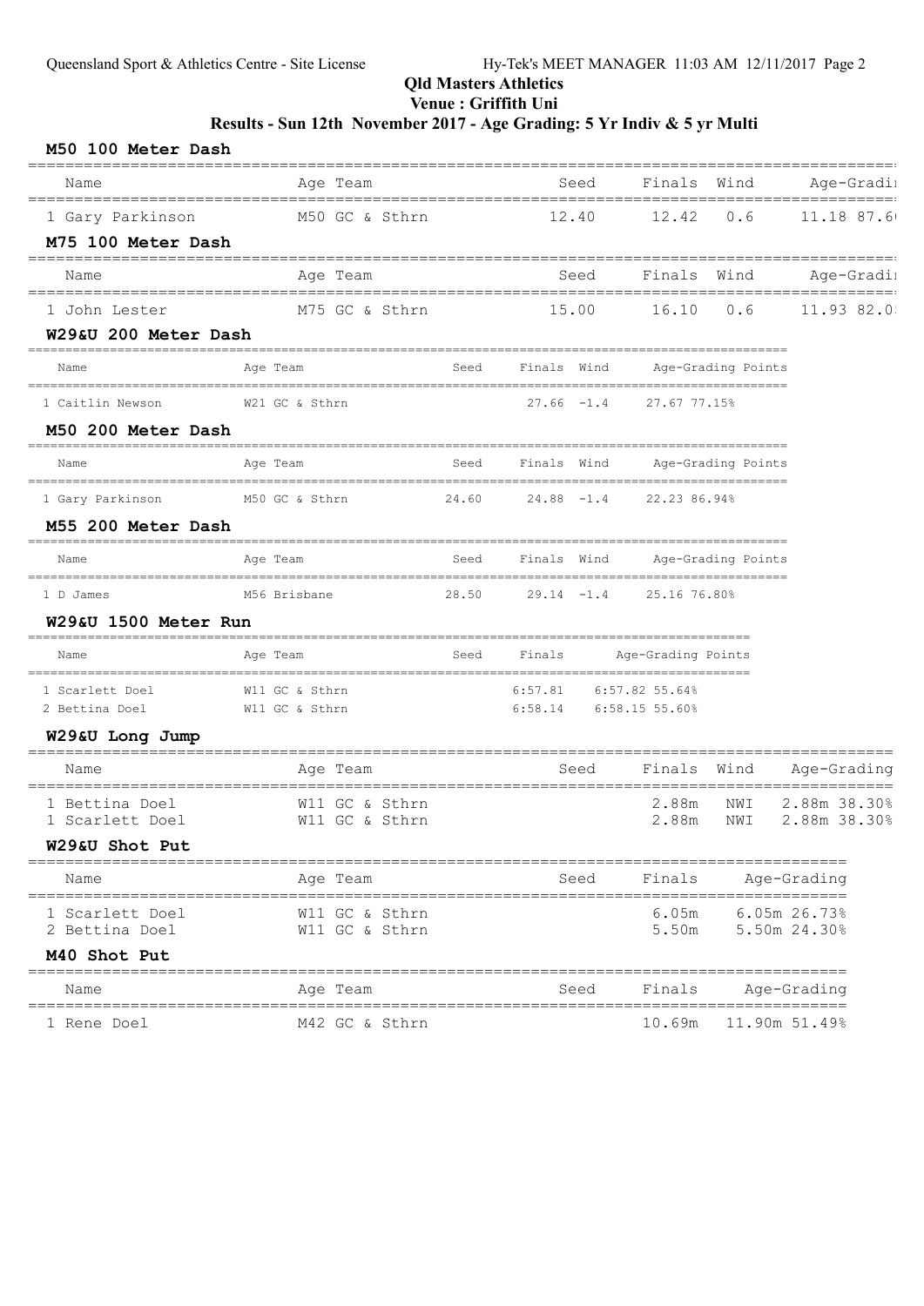**Qld Masters Athletics**
**Venue : Griffith Uni**
**Results - Sun 12th November 2017 - Age Grading: 5 Yr Indiv & 5 yr Multi**

### M50 100 Meter Dash

| Name | Age | Team | Seed | Finals | Wind | Age-Gradi |
|---|---|---|---|---|---|---|
| 1 Gary Parkinson | M50 | GC & Sthrn | 12.40 | 12.42 | 0.6 | 11.18 87.6 |

### M75 100 Meter Dash

| Name | Age | Team | Seed | Finals | Wind | Age-Gradi |
|---|---|---|---|---|---|---|
| 1 John Lester | M75 | GC & Sthrn | 15.00 | 16.10 | 0.6 | 11.93 82.0 |

### W29&U 200 Meter Dash

| Name | Age | Team | Seed | Finals | Wind | Age-Grading Points |
|---|---|---|---|---|---|---|
| 1 Caitlin Newson | W21 | GC & Sthrn | | 27.66 | -1.4 | 27.67 77.15% |

### M50 200 Meter Dash

| Name | Age | Team | Seed | Finals | Wind | Age-Grading Points |
|---|---|---|---|---|---|---|
| 1 Gary Parkinson | M50 | GC & Sthrn | 24.60 | 24.88 | -1.4 | 22.23 86.94% |

### M55 200 Meter Dash

| Name | Age | Team | Seed | Finals | Wind | Age-Grading Points |
|---|---|---|---|---|---|---|
| 1 D James | M56 | Brisbane | 28.50 | 29.14 | -1.4 | 25.16 76.80% |

### W29&U 1500 Meter Run

| Name | Age | Team | Seed | Finals | Age-Grading Points |
|---|---|---|---|---|---|
| 1 Scarlett Doel | W11 | GC & Sthrn | | 6:57.81 | 6:57.82 55.64% |
| 2 Bettina Doel | W11 | GC & Sthrn | | 6:58.14 | 6:58.15 55.60% |

### W29&U Long Jump

| Name | Age | Team | Seed | Finals | Wind | Age-Grading |
|---|---|---|---|---|---|---|
| 1 Bettina Doel | W11 | GC & Sthrn | | 2.88m | NWI | 2.88m 38.30% |
| 1 Scarlett Doel | W11 | GC & Sthrn | | 2.88m | NWI | 2.88m 38.30% |

### W29&U Shot Put

| Name | Age | Team | Seed | Finals | Age-Grading |
|---|---|---|---|---|---|
| 1 Scarlett Doel | W11 | GC & Sthrn | | 6.05m | 6.05m 26.73% |
| 2 Bettina Doel | W11 | GC & Sthrn | | 5.50m | 5.50m 24.30% |

### M40 Shot Put

| Name | Age | Team | Seed | Finals | Age-Grading |
|---|---|---|---|---|---|
| 1 Rene Doel | M42 | GC & Sthrn | | 10.69m | 11.90m 51.49% |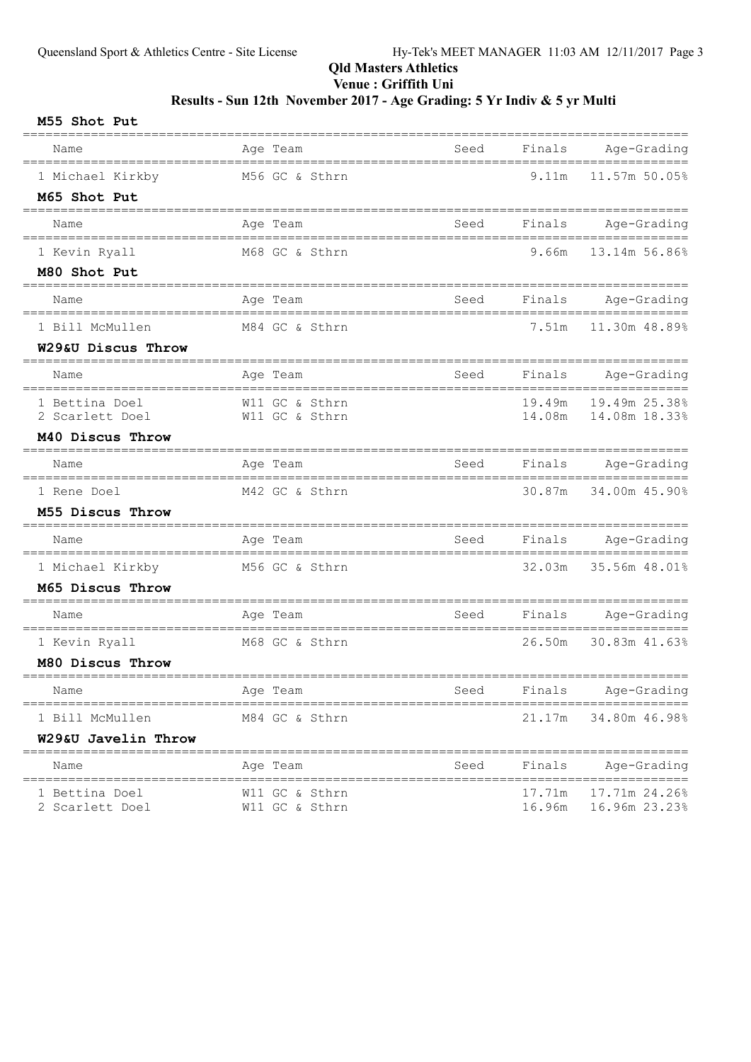# Qld Masters Athletics

## Venue : Griffith Uni

## Results - Sun 12th November 2017 - Age Grading: 5 Yr Indiv & 5 yr Multi

### M55 Shot Put

| Name | Age | Team | Seed | Finals | Age-Grading |
|---|---|---|---|---|---|
| 1 Michael Kirkby | M56 | GC & Sthrn | | 9.11m | 11.57m 50.05% |

### M65 Shot Put

| Name | Age | Team | Seed | Finals | Age-Grading |
|---|---|---|---|---|---|
| 1 Kevin Ryall | M68 | GC & Sthrn | | 9.66m | 13.14m 56.86% |

### M80 Shot Put

| Name | Age | Team | Seed | Finals | Age-Grading |
|---|---|---|---|---|---|
| 1 Bill McMullen | M84 | GC & Sthrn | | 7.51m | 11.30m 48.89% |

### W29&U Discus Throw

| Name | Age | Team | Seed | Finals | Age-Grading |
|---|---|---|---|---|---|
| 1 Bettina Doel | W11 | GC & Sthrn | | 19.49m | 19.49m 25.38% |
| 2 Scarlett Doel | W11 | GC & Sthrn | | 14.08m | 14.08m 18.33% |

### M40 Discus Throw

| Name | Age | Team | Seed | Finals | Age-Grading |
|---|---|---|---|---|---|
| 1 Rene Doel | M42 | GC & Sthrn | | 30.87m | 34.00m 45.90% |

### M55 Discus Throw

| Name | Age | Team | Seed | Finals | Age-Grading |
|---|---|---|---|---|---|
| 1 Michael Kirkby | M56 | GC & Sthrn | | 32.03m | 35.56m 48.01% |

### M65 Discus Throw

| Name | Age | Team | Seed | Finals | Age-Grading |
|---|---|---|---|---|---|
| 1 Kevin Ryall | M68 | GC & Sthrn | | 26.50m | 30.83m 41.63% |

### M80 Discus Throw

| Name | Age | Team | Seed | Finals | Age-Grading |
|---|---|---|---|---|---|
| 1 Bill McMullen | M84 | GC & Sthrn | | 21.17m | 34.80m 46.98% |

### W29&U Javelin Throw

| Name | Age | Team | Seed | Finals | Age-Grading |
|---|---|---|---|---|---|
| 1 Bettina Doel | W11 | GC & Sthrn | | 17.71m | 17.71m 24.26% |
| 2 Scarlett Doel | W11 | GC & Sthrn | | 16.96m | 16.96m 23.23% |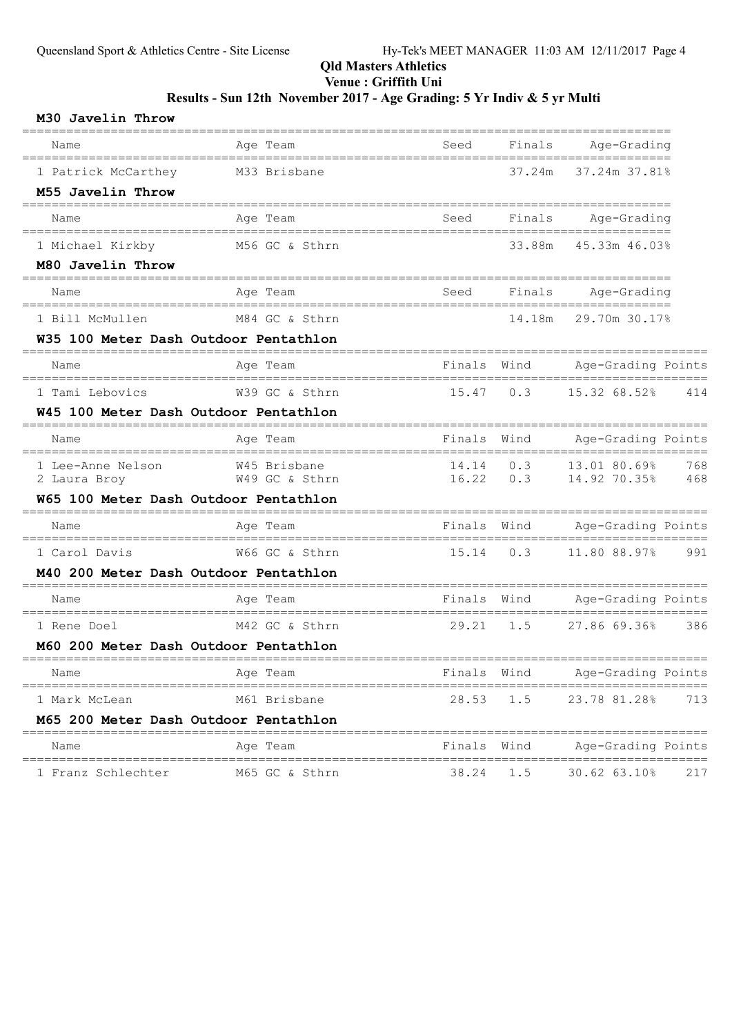# Qld Masters Athletics

**Venue : Griffith Uni**

**Results - Sun 12th November 2017 - Age Grading: 5 Yr Indiv & 5 yr Multi**

### M30 Javelin Throw

| Name | Age | Team | Seed | Finals | Age-Grading |
|---|---|---|---|---|---|
| 1 Patrick McCarthey | M33 | Brisbane | | 37.24m | 37.24m 37.81% |

### M55 Javelin Throw

| Name | Age | Team | Seed | Finals | Age-Grading |
|---|---|---|---|---|---|
| 1 Michael Kirkby | M56 | GC & Sthrn | | 33.88m | 45.33m 46.03% |

### M80 Javelin Throw

| Name | Age | Team | Seed | Finals | Age-Grading |
|---|---|---|---|---|---|
| 1 Bill McMullen | M84 | GC & Sthrn | | 14.18m | 29.70m 30.17% |

### W35 100 Meter Dash Outdoor Pentathlon

| Name | Age | Team | Finals | Wind | Age-Grading | Points |
|---|---|---|---|---|---|---|
| 1 Tami Lebovics | W39 | GC & Sthrn | 15.47 | 0.3 | 15.32 68.52% | 414 |

### W45 100 Meter Dash Outdoor Pentathlon

| Name | Age | Team | Finals | Wind | Age-Grading | Points |
|---|---|---|---|---|---|---|
| 1 Lee-Anne Nelson | W45 | Brisbane | 14.14 | 0.3 | 13.01 80.69% | 768 |
| 2 Laura Broy | W49 | GC & Sthrn | 16.22 | 0.3 | 14.92 70.35% | 468 |

### W65 100 Meter Dash Outdoor Pentathlon

| Name | Age | Team | Finals | Wind | Age-Grading | Points |
|---|---|---|---|---|---|---|
| 1 Carol Davis | W66 | GC & Sthrn | 15.14 | 0.3 | 11.80 88.97% | 991 |

### M40 200 Meter Dash Outdoor Pentathlon

| Name | Age | Team | Finals | Wind | Age-Grading | Points |
|---|---|---|---|---|---|---|
| 1 Rene Doel | M42 | GC & Sthrn | 29.21 | 1.5 | 27.86 69.36% | 386 |

### M60 200 Meter Dash Outdoor Pentathlon

| Name | Age | Team | Finals | Wind | Age-Grading | Points |
|---|---|---|---|---|---|---|
| 1 Mark McLean | M61 | Brisbane | 28.53 | 1.5 | 23.78 81.28% | 713 |

### M65 200 Meter Dash Outdoor Pentathlon

| Name | Age | Team | Finals | Wind | Age-Grading | Points |
|---|---|---|---|---|---|---|
| 1 Franz Schlechter | M65 | GC & Sthrn | 38.24 | 1.5 | 30.62 63.10% | 217 |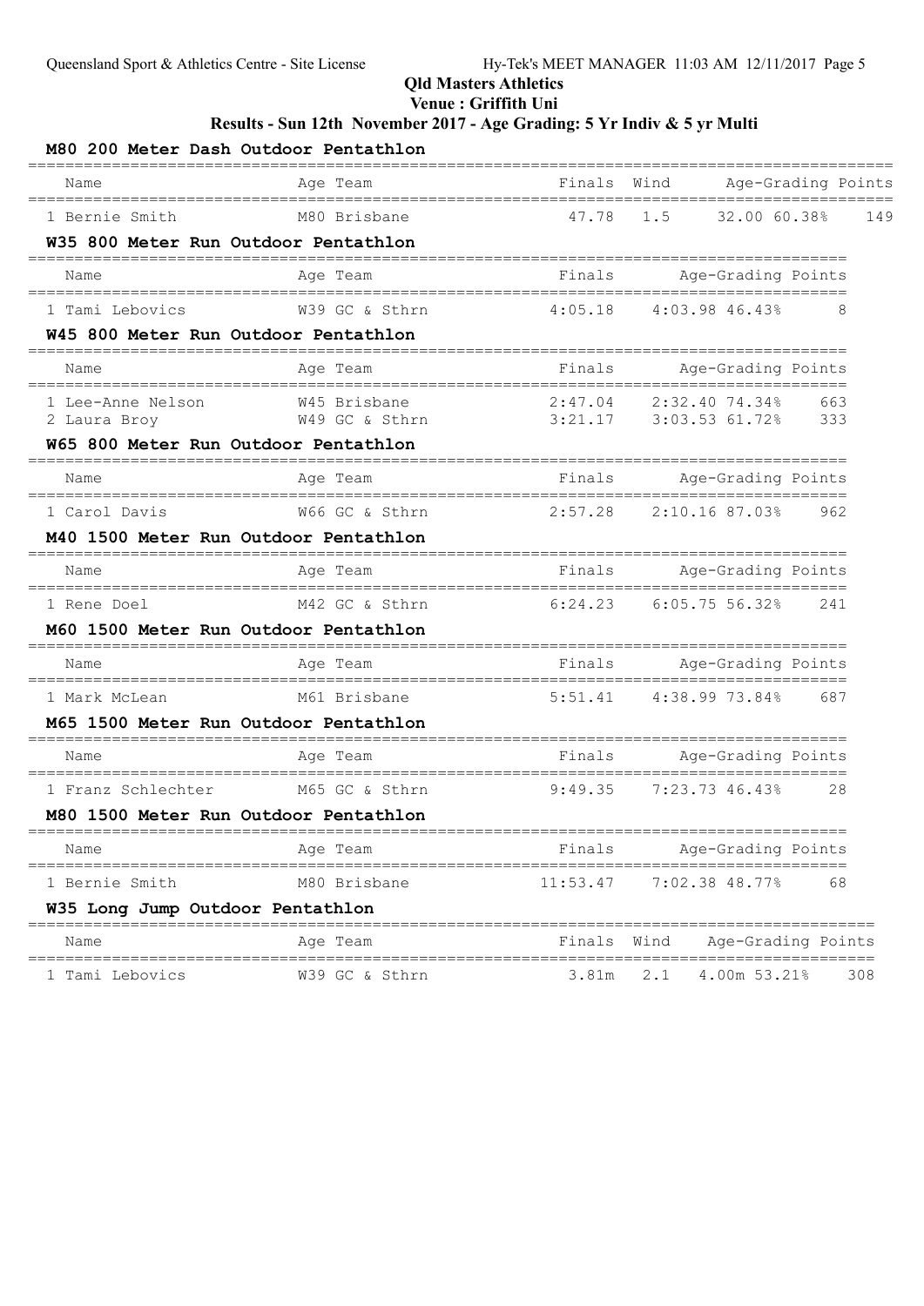## Qld Masters Athletics

## Venue : Griffith Uni

## Results - Sun 12th November 2017 - Age Grading: 5 Yr Indiv & 5 yr Multi

### M80 200 Meter Dash Outdoor Pentathlon

| Name | Age | Team | Finals | Wind | Age-Grading | | Points |
|---|---|---|---|---|---|---|---|
| 1 Bernie Smith | M80 | Brisbane | 47.78 | 1.5 | 32.00 | 60.38% | 149 |

### W35 800 Meter Run Outdoor Pentathlon

| Name | Age | Team | Finals | Age-Grading | | Points |
|---|---|---|---|---|---|---|
| 1 Tami Lebovics | W39 | GC & Sthrn | 4:05.18 | 4:03.98 | 46.43% | 8 |

### W45 800 Meter Run Outdoor Pentathlon

| Name | Age | Team | Finals | Age-Grading | | Points |
|---|---|---|---|---|---|---|
| 1 Lee-Anne Nelson | W45 | Brisbane | 2:47.04 | 2:32.40 | 74.34% | 663 |
| 2 Laura Broy | W49 | GC & Sthrn | 3:21.17 | 3:03.53 | 61.72% | 333 |

### W65 800 Meter Run Outdoor Pentathlon

| Name | Age | Team | Finals | Age-Grading | | Points |
|---|---|---|---|---|---|---|
| 1 Carol Davis | W66 | GC & Sthrn | 2:57.28 | 2:10.16 | 87.03% | 962 |

### M40 1500 Meter Run Outdoor Pentathlon

| Name | Age | Team | Finals | Age-Grading | | Points |
|---|---|---|---|---|---|---|
| 1 Rene Doel | M42 | GC & Sthrn | 6:24.23 | 6:05.75 | 56.32% | 241 |

### M60 1500 Meter Run Outdoor Pentathlon

| Name | Age | Team | Finals | Age-Grading | | Points |
|---|---|---|---|---|---|---|
| 1 Mark McLean | M61 | Brisbane | 5:51.41 | 4:38.99 | 73.84% | 687 |

### M65 1500 Meter Run Outdoor Pentathlon

| Name | Age | Team | Finals | Age-Grading | | Points |
|---|---|---|---|---|---|---|
| 1 Franz Schlechter | M65 | GC & Sthrn | 9:49.35 | 7:23.73 | 46.43% | 28 |

### M80 1500 Meter Run Outdoor Pentathlon

| Name | Age | Team | Finals | Age-Grading | | Points |
|---|---|---|---|---|---|---|
| 1 Bernie Smith | M80 | Brisbane | 11:53.47 | 7:02.38 | 48.77% | 68 |

### W35 Long Jump Outdoor Pentathlon

| Name | Age | Team | Finals | Wind | Age-Grading | | Points |
|---|---|---|---|---|---|---|---|
| 1 Tami Lebovics | W39 | GC & Sthrn | 3.81m | 2.1 | 4.00m | 53.21% | 308 |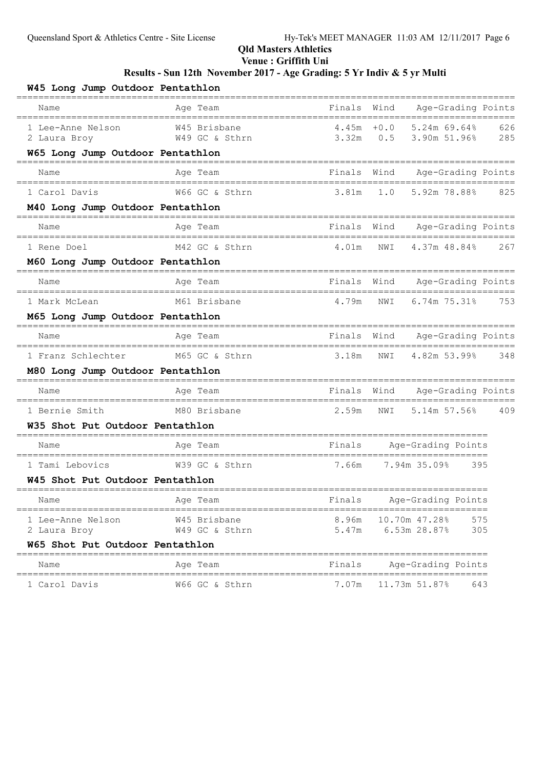# Qld Masters Athletics

## Venue : Griffith Uni

### Results - Sun 12th November 2017 - Age Grading: 5 Yr Indiv & 5 yr Multi

#### W45 Long Jump Outdoor Pentathlon

| Name | Age | Team | Finals | Wind | Age-Grading | | Points |
|---|---|---|---|---|---|---|---|
| 1 Lee-Anne Nelson | W45 | Brisbane | 4.45m | +0.0 | 5.24m | 69.64% | 626 |
| 2 Laura Broy | W49 | GC & Sthrn | 3.32m | 0.5 | 3.90m | 51.96% | 285 |

#### W65 Long Jump Outdoor Pentathlon

| Name | Age | Team | Finals | Wind | Age-Grading | | Points |
|---|---|---|---|---|---|---|---|
| 1 Carol Davis | W66 | GC & Sthrn | 3.81m | 1.0 | 5.92m | 78.88% | 825 |

#### M40 Long Jump Outdoor Pentathlon

| Name | Age | Team | Finals | Wind | Age-Grading | | Points |
|---|---|---|---|---|---|---|---|
| 1 Rene Doel | M42 | GC & Sthrn | 4.01m | NWI | 4.37m | 48.84% | 267 |

#### M60 Long Jump Outdoor Pentathlon

| Name | Age | Team | Finals | Wind | Age-Grading | | Points |
|---|---|---|---|---|---|---|---|
| 1 Mark McLean | M61 | Brisbane | 4.79m | NWI | 6.74m | 75.31% | 753 |

#### M65 Long Jump Outdoor Pentathlon

| Name | Age | Team | Finals | Wind | Age-Grading | | Points |
|---|---|---|---|---|---|---|---|
| 1 Franz Schlechter | M65 | GC & Sthrn | 3.18m | NWI | 4.82m | 53.99% | 348 |

#### M80 Long Jump Outdoor Pentathlon

| Name | Age | Team | Finals | Wind | Age-Grading | | Points |
|---|---|---|---|---|---|---|---|
| 1 Bernie Smith | M80 | Brisbane | 2.59m | NWI | 5.14m | 57.56% | 409 |

#### W35 Shot Put Outdoor Pentathlon

| Name | Age | Team | Finals | Age-Grading | | Points |
|---|---|---|---|---|---|---|
| 1 Tami Lebovics | W39 | GC & Sthrn | 7.66m | 7.94m | 35.09% | 395 |

#### W45 Shot Put Outdoor Pentathlon

| Name | Age | Team | Finals | Age-Grading | | Points |
|---|---|---|---|---|---|---|
| 1 Lee-Anne Nelson | W45 | Brisbane | 8.96m | 10.70m | 47.28% | 575 |
| 2 Laura Broy | W49 | GC & Sthrn | 5.47m | 6.53m | 28.87% | 305 |

#### W65 Shot Put Outdoor Pentathlon

| Name | Age | Team | Finals | Age-Grading | | Points |
|---|---|---|---|---|---|---|
| 1 Carol Davis | W66 | GC & Sthrn | 7.07m | 11.73m | 51.87% | 643 |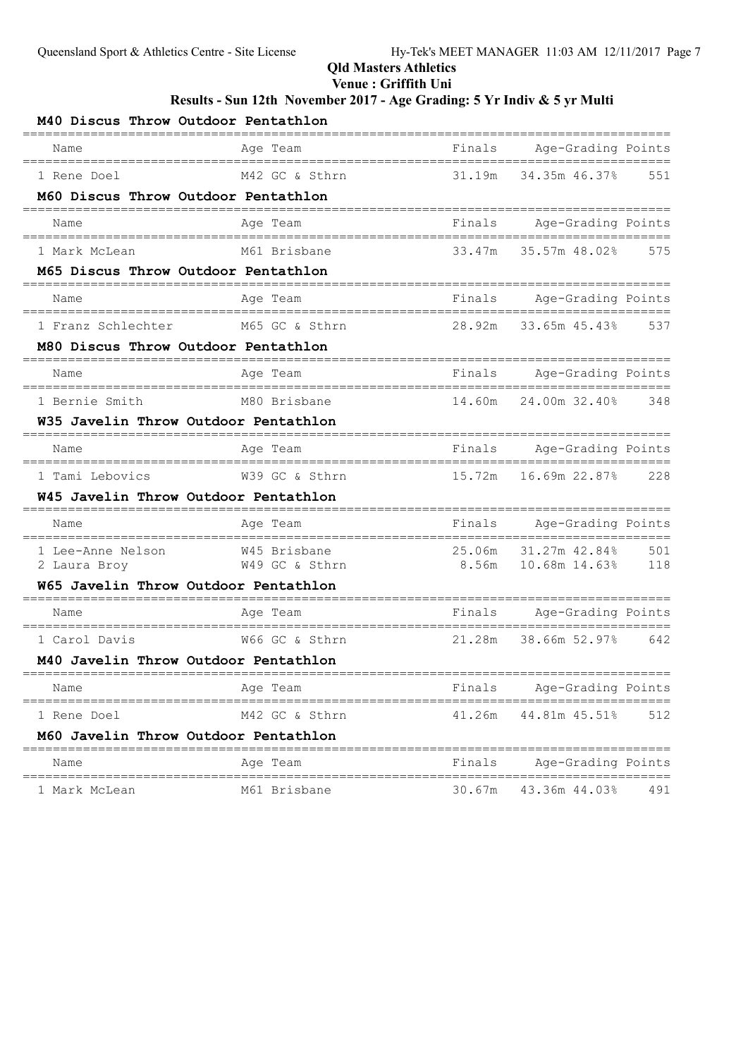**Qld Masters Athletics**

**Venue : Griffith Uni**

**Results - Sun 12th November 2017 - Age Grading: 5 Yr Indiv & 5 yr Multi**

### M40 Discus Throw Outdoor Pentathlon

| Name | Age | Team | Finals | Age-Grading | | Points |
|---|---|---|---|---|---|---|
| 1 Rene Doel | M42 | GC & Sthrn | 31.19m | 34.35m | 46.37% | 551 |

### M60 Discus Throw Outdoor Pentathlon

| Name | Age | Team | Finals | Age-Grading | | Points |
|---|---|---|---|---|---|---|
| 1 Mark McLean | M61 | Brisbane | 33.47m | 35.57m | 48.02% | 575 |

### M65 Discus Throw Outdoor Pentathlon

| Name | Age | Team | Finals | Age-Grading | | Points |
|---|---|---|---|---|---|---|
| 1 Franz Schlechter | M65 | GC & Sthrn | 28.92m | 33.65m | 45.43% | 537 |

### M80 Discus Throw Outdoor Pentathlon

| Name | Age | Team | Finals | Age-Grading | | Points |
|---|---|---|---|---|---|---|
| 1 Bernie Smith | M80 | Brisbane | 14.60m | 24.00m | 32.40% | 348 |

### W35 Javelin Throw Outdoor Pentathlon

| Name | Age | Team | Finals | Age-Grading | | Points |
|---|---|---|---|---|---|---|
| 1 Tami Lebovics | W39 | GC & Sthrn | 15.72m | 16.69m | 22.87% | 228 |

### W45 Javelin Throw Outdoor Pentathlon

| Name | Age | Team | Finals | Age-Grading | | Points |
|---|---|---|---|---|---|---|
| 1 Lee-Anne Nelson | W45 | Brisbane | 25.06m | 31.27m | 42.84% | 501 |
| 2 Laura Broy | W49 | GC & Sthrn | 8.56m | 10.68m | 14.63% | 118 |

### W65 Javelin Throw Outdoor Pentathlon

| Name | Age | Team | Finals | Age-Grading | | Points |
|---|---|---|---|---|---|---|
| 1 Carol Davis | W66 | GC & Sthrn | 21.28m | 38.66m | 52.97% | 642 |

### M40 Javelin Throw Outdoor Pentathlon

| Name | Age | Team | Finals | Age-Grading | | Points |
|---|---|---|---|---|---|---|
| 1 Rene Doel | M42 | GC & Sthrn | 41.26m | 44.81m | 45.51% | 512 |

### M60 Javelin Throw Outdoor Pentathlon

| Name | Age | Team | Finals | Age-Grading | | Points |
|---|---|---|---|---|---|---|
| 1 Mark McLean | M61 | Brisbane | 30.67m | 43.36m | 44.03% | 491 |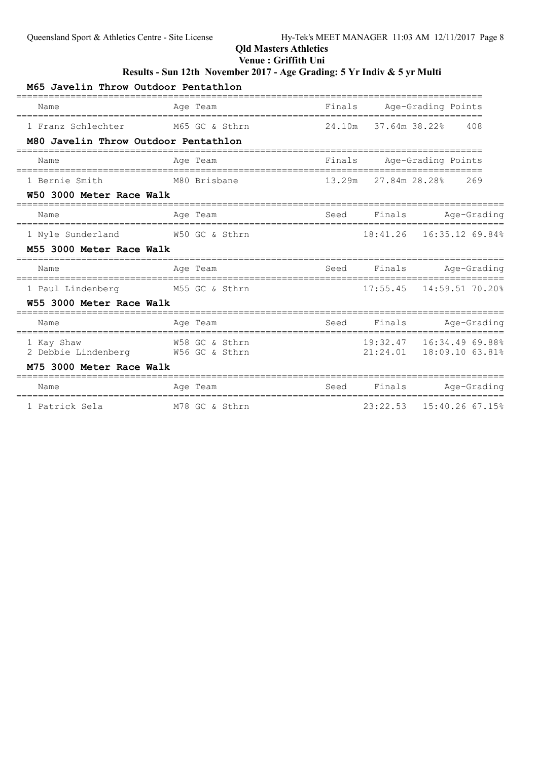Queensland Sport & Athletics Centre - Site License

Hy-Tek's MEET MANAGER 11:03 AM 12/11/2017 Page 8

# Qld Masters Athletics

## Venue : Griffith Uni

## Results - Sun 12th November 2017 - Age Grading: 5 Yr Indiv & 5 yr Multi

### M65 Javelin Throw Outdoor Pentathlon

| Name | Age | Team | Finals | Age-Grading | | Points |
|---|---|---|---|---|---|---|
| 1 Franz Schlechter | M65 | GC & Sthrn | 24.10m | 37.64m | 38.22% | 408 |

### M80 Javelin Throw Outdoor Pentathlon

| Name | Age | Team | Finals | Age-Grading | | Points |
|---|---|---|---|---|---|---|
| 1 Bernie Smith | M80 | Brisbane | 13.29m | 27.84m | 28.28% | 269 |

### W50 3000 Meter Race Walk

| Name | Age | Team | Seed | Finals | Age-Grading | |
|---|---|---|---|---|---|---|
| 1 Nyle Sunderland | W50 | GC & Sthrn | | 18:41.26 | 16:35.12 | 69.84% |

### M55 3000 Meter Race Walk

| Name | Age | Team | Seed | Finals | Age-Grading | |
|---|---|---|---|---|---|---|
| 1 Paul Lindenberg | M55 | GC & Sthrn | | 17:55.45 | 14:59.51 | 70.20% |

### W55 3000 Meter Race Walk

| Name | Age | Team | Seed | Finals | Age-Grading | |
|---|---|---|---|---|---|---|
| 1 Kay Shaw | W58 | GC & Sthrn | | 19:32.47 | 16:34.49 | 69.88% |
| 2 Debbie Lindenberg | W56 | GC & Sthrn | | 21:24.01 | 18:09.10 | 63.81% |

### M75 3000 Meter Race Walk

| Name | Age | Team | Seed | Finals | Age-Grading | |
|---|---|---|---|---|---|---|
| 1 Patrick Sela | M78 | GC & Sthrn | | 23:22.53 | 15:40.26 | 67.15% |